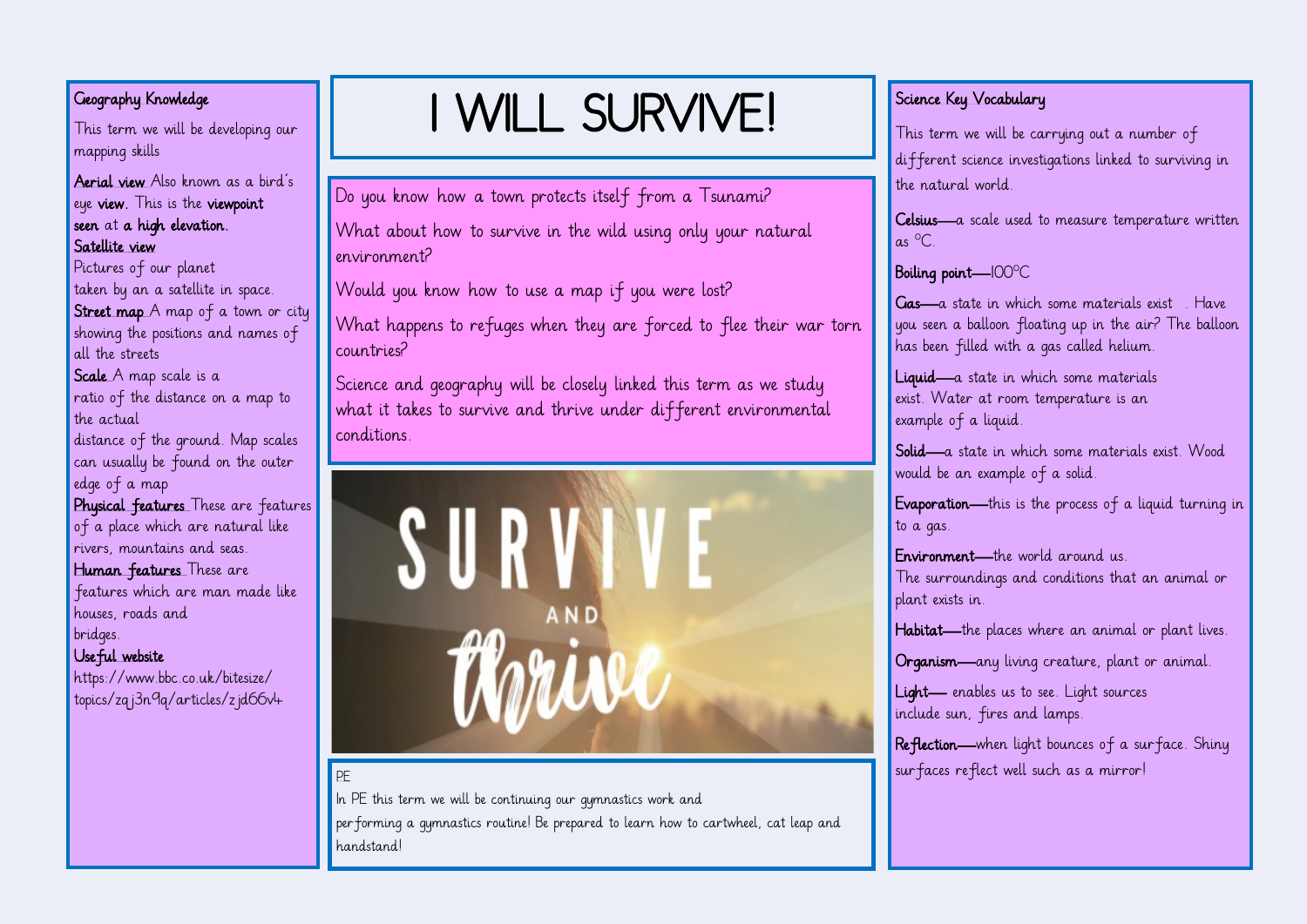# I WILL SURVIVE!

Do you know how a town protects itself from a Tsunami?

What about how to survive in the wild using only your natural environment?

Would you know how to use a map if you were lost?

What happens to refuges when they are forced to flee their war torn countries?

Science and geography will be closely linked this term as we study what it takes to survive and thrive under different environmental conditions.

## Geography Knowledge

This term we will be developing our mapping skills

**Aerial view** Also known as a bird's eye **view**. This is the **viewpoint seen** at **a high elevation**.

**Satellite view**
Pictures of our planet taken by an a satellite in space.

**Street map** A map of a town or city showing the positions and names of all the streets

**Scale** A map scale is a ratio of the distance on a map to the actual distance of the ground. Map scales can usually be found on the outer edge of a map

**Physical features** These are features of a place which are natural like rivers, mountains and seas.

**Human features** These are features which are man made like houses, roads and bridges.

**Useful website**
https://www.bbc.co.uk/bitesize/topics/zqj3n9q/articles/zjd66v4

## Science Key Vocabulary

This term we will be carrying out a number of different science investigations linked to surviving in the natural world.

**Celsius**—a scale used to measure temperature written as °C.

**Boiling point**—100°C

**Gas**—a state in which some materials exist . Have you seen a balloon floating up in the air? The balloon has been filled with a gas called helium.

**Liquid**—a state in which some materials exist. Water at room temperature is an example of a liquid.

**Solid**—a state in which some materials exist. Wood would be an example of a solid.

**Evaporation**—this is the process of a liquid turning in to a gas.

**Environment**—the world around us. The surroundings and conditions that an animal or plant exists in.

**Habitat**—the places where an animal or plant lives.

**Organism**—any living creature, plant or animal.

**Light**— enables us to see. Light sources include sun, fires and lamps.

**Reflection**—when light bounces of a surface. Shiny surfaces reflect well such as a mirror!

## PE

In PE this term we will be continuing our gymnastics work and performing a gymnastics routine! Be prepared to learn how to cartwheel, cat leap and handstand!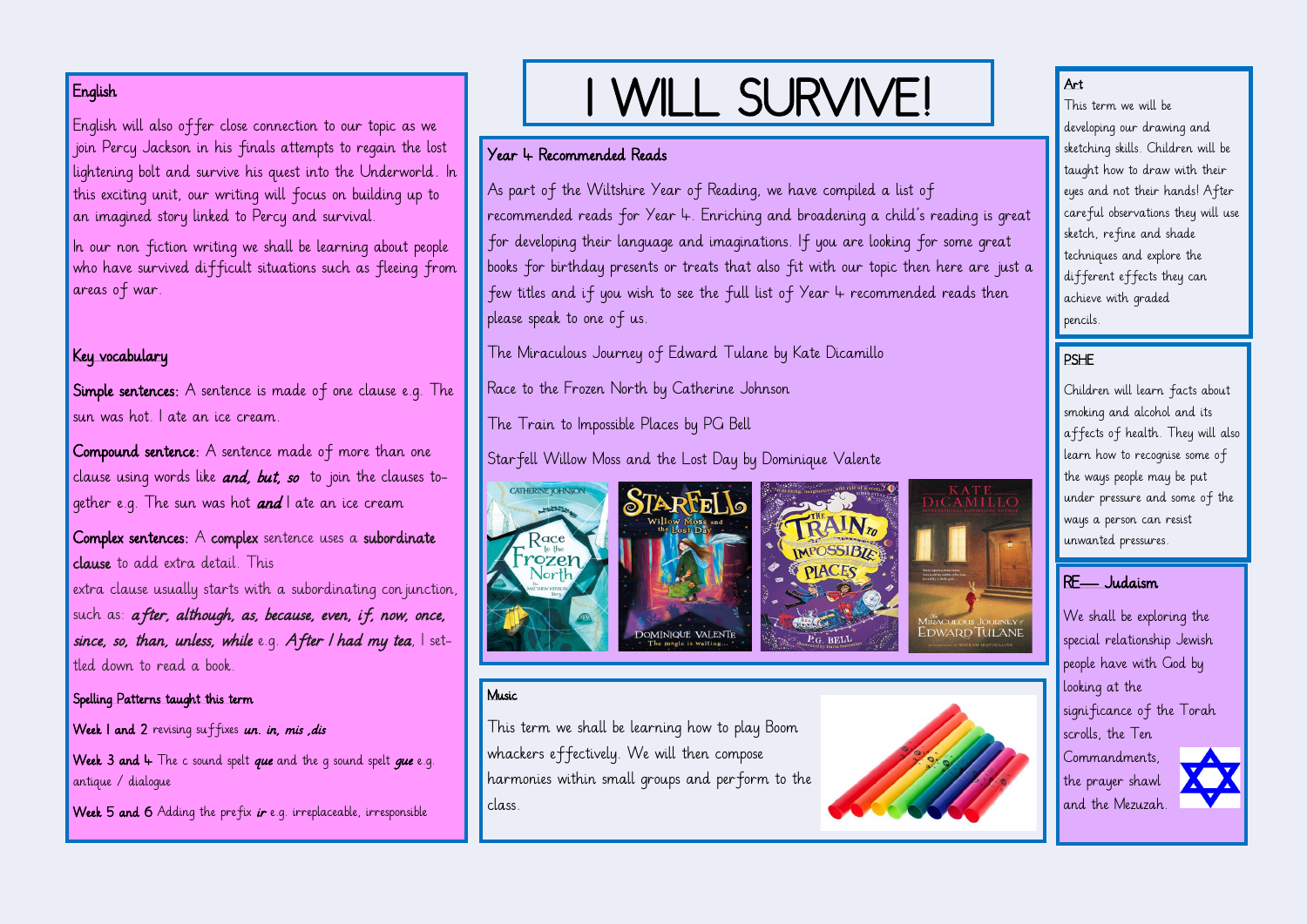# I WILL SURVIVE!

## English

English will also offer close connection to our topic as we join Percy Jackson in his finals attempts to regain the lost lightening bolt and survive his quest into the Underworld. In this exciting unit, our writing will focus on building up to an imagined story linked to Percy and survival.

In our non fiction writing we shall be learning about people who have survived difficult situations such as fleeing from areas of war.

### Key vocabulary

**Simple sentences:** A sentence is made of one clause e.g. The sun was hot. I ate an ice cream.

**Compound sentence:** A sentence made of more than one clause using words like ***and, but, so*** to join the clauses together e.g. The sun was hot ***and*** I ate an ice cream

**Complex sentences:** A **complex** sentence uses a **subordinate clause** to add extra detail. This extra clause usually starts with a subordinating conjunction, such as: ***after, although, as, because, even, if, now, once, since, so, than, unless, while*** e.g. ***After I had my tea***, I settled down to read a book.

### Spelling Patterns taught this term

**Week 1 and 2** revising suffixes ***un. in, mis ,dis***

**Week 3 and 4** The c sound spelt ***que*** and the g sound spelt ***gue*** e.g. antique / dialogue

**Week 5 and 6** Adding the prefix ***ir*** e.g. irreplaceable, irresponsible

## Year 4 Recommended Reads

As part of the Wiltshire Year of Reading, we have compiled a list of recommended reads for Year 4. Enriching and broadening a child's reading is great for developing their language and imaginations. If you are looking for some great books for birthday presents or treats that also fit with our topic then here are just a few titles and if you wish to see the full list of Year 4 recommended reads then please speak to one of us.

The Miraculous Journey of Edward Tulane by Kate Dicamillo

Race to the Frozen North by Catherine Johnson

The Train to Impossible Places by PG Bell

Starfell Willow Moss and the Lost Day by Dominique Valente

## Music

This term we shall be learning how to play Boom whackers effectively. We will then compose harmonies within small groups and perform to the class.

## Art

This term we will be developing our drawing and sketching skills. Children will be taught how to draw with their eyes and not their hands! After careful observations they will use sketch, refine and shade techniques and explore the different effects they can achieve with graded pencils.

## PSHE

Children will learn facts about smoking and alcohol and its affects of health. They will also learn how to recognise some of the ways people may be put under pressure and some of the ways a person can resist unwanted pressures.

## RE— Judaism

We shall be exploring the special relationship Jewish people have with God by looking at the significance of the Torah scrolls, the Ten Commandments, the prayer shawl and the Mezuzah.